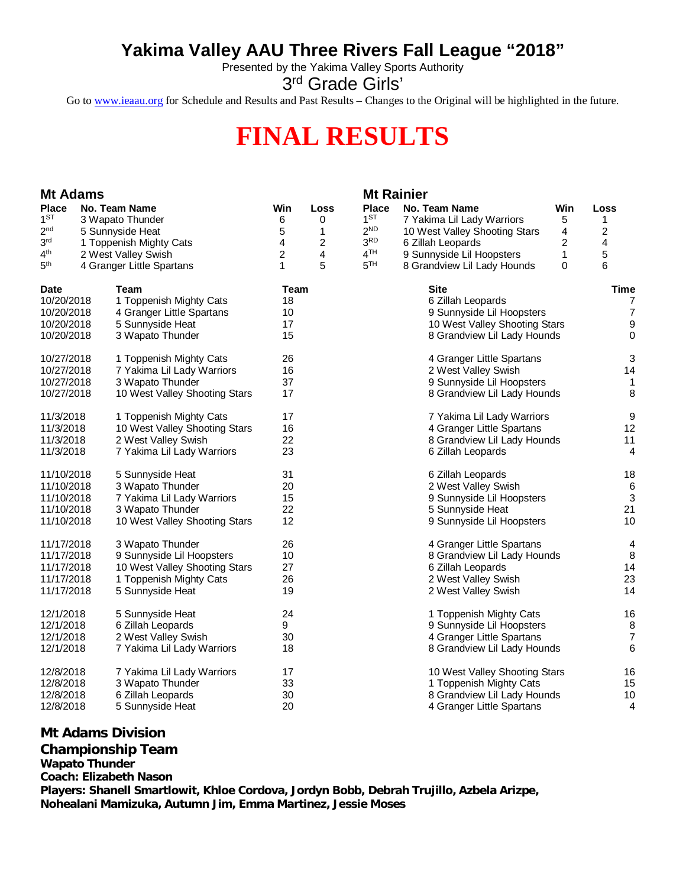# Yakima Valley AAU Three Rivers Fall League "2018"

Presented by the Yakima Valley Sports Authority

3rd Grade Girls'

Go to www.ieaau.org for Schedule and Results and Past Results – Changes to the Original will be highlighted in the future.

# FINAL RESULTS

## Mt Adams

| Place | No. Team Name | Win | Loss |
|---|---|---|---|
| 1ST | 3 Wapato Thunder | 6 | 0 |
| 2nd | 5 Sunnyside Heat | 5 | 1 |
| 3rd | 1 Toppenish Mighty Cats | 4 | 2 |
| 4th | 2 West Valley Swish | 2 | 4 |
| 5th | 4 Granger Little Spartans | 1 | 5 |

## Mt Rainier

| Place | No. Team Name | Win | Loss |
|---|---|---|---|
| 1ST | 7 Yakima Lil Lady Warriors | 5 | 1 |
| 2ND | 10 West Valley Shooting Stars | 4 | 2 |
| 3RD | 6 Zillah Leopards | 2 | 4 |
| 4TH | 9 Sunnyside Lil Hoopsters | 1 | 5 |
| 5TH | 8 Grandview Lil Lady Hounds | 0 | 6 |

| Date | Team | Team | Site | Time |
|---|---|---|---|---|
| 10/20/2018 | 1 Toppenish Mighty Cats | 18 | 6 Zillah Leopards | 7 |
| 10/20/2018 | 4 Granger Little Spartans | 10 | 9 Sunnyside Lil Hoopsters | 7 |
| 10/20/2018 | 5 Sunnyside Heat | 17 | 10 West Valley Shooting Stars | 9 |
| 10/20/2018 | 3 Wapato Thunder | 15 | 8 Grandview Lil Lady Hounds | 0 |
| 10/27/2018 | 1 Toppenish Mighty Cats | 26 | 4 Granger Little Spartans | 3 |
| 10/27/2018 | 7 Yakima Lil Lady Warriors | 16 | 2 West Valley Swish | 14 |
| 10/27/2018 | 3 Wapato Thunder | 37 | 9 Sunnyside Lil Hoopsters | 1 |
| 10/27/2018 | 10 West Valley Shooting Stars | 17 | 8 Grandview Lil Lady Hounds | 8 |
| 11/3/2018 | 1 Toppenish Mighty Cats | 17 | 7 Yakima Lil Lady Warriors | 9 |
| 11/3/2018 | 10 West Valley Shooting Stars | 16 | 4 Granger Little Spartans | 12 |
| 11/3/2018 | 2 West Valley Swish | 22 | 8 Grandview Lil Lady Hounds | 11 |
| 11/3/2018 | 7 Yakima Lil Lady Warriors | 23 | 6 Zillah Leopards | 4 |
| 11/10/2018 | 5 Sunnyside Heat | 31 | 6 Zillah Leopards | 18 |
| 11/10/2018 | 3 Wapato Thunder | 20 | 2 West Valley Swish | 6 |
| 11/10/2018 | 7 Yakima Lil Lady Warriors | 15 | 9 Sunnyside Lil Hoopsters | 3 |
| 11/10/2018 | 3 Wapato Thunder | 22 | 5 Sunnyside Heat | 21 |
| 11/10/2018 | 10 West Valley Shooting Stars | 12 | 9 Sunnyside Lil Hoopsters | 10 |
| 11/17/2018 | 3 Wapato Thunder | 26 | 4 Granger Little Spartans | 4 |
| 11/17/2018 | 9 Sunnyside Lil Hoopsters | 10 | 8 Grandview Lil Lady Hounds | 8 |
| 11/17/2018 | 10 West Valley Shooting Stars | 27 | 6 Zillah Leopards | 14 |
| 11/17/2018 | 1 Toppenish Mighty Cats | 26 | 2 West Valley Swish | 23 |
| 11/17/2018 | 5 Sunnyside Heat | 19 | 2 West Valley Swish | 14 |
| 12/1/2018 | 5 Sunnyside Heat | 24 | 1 Toppenish Mighty Cats | 16 |
| 12/1/2018 | 6 Zillah Leopards | 9 | 9 Sunnyside Lil Hoopsters | 8 |
| 12/1/2018 | 2 West Valley Swish | 30 | 4 Granger Little Spartans | 7 |
| 12/1/2018 | 7 Yakima Lil Lady Warriors | 18 | 8 Grandview Lil Lady Hounds | 6 |
| 12/8/2018 | 7 Yakima Lil Lady Warriors | 17 | 10 West Valley Shooting Stars | 16 |
| 12/8/2018 | 3 Wapato Thunder | 33 | 1 Toppenish Mighty Cats | 15 |
| 12/8/2018 | 6 Zillah Leopards | 30 | 8 Grandview Lil Lady Hounds | 10 |
| 12/8/2018 | 5 Sunnyside Heat | 20 | 4 Granger Little Spartans | 4 |

**Mt Adams Division**

**Championship Team**

**Wapato Thunder**

**Coach: Elizabeth Nason**

**Players: Shanell Smartlowit, Khloe Cordova, Jordyn Bobb, Debrah Trujillo, Azbela Arizpe, Nohealani Mamizuka, Autumn Jim, Emma Martinez, Jessie Moses**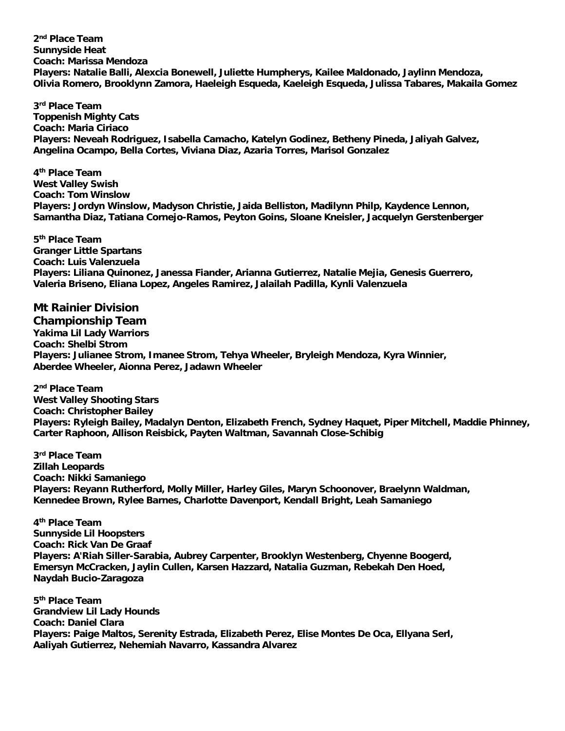**2nd Place Team**
**Sunnyside Heat**
**Coach: Marissa Mendoza**
**Players: Natalie Balli, Alexcia Bonewell, Juliette Humpherys, Kailee Maldonado, Jaylinn Mendoza, Olivia Romero, Brooklynn Zamora, Haeleigh Esqueda, Kaeleigh Esqueda, Julissa Tabares, Makaila Gomez**

**3rd Place Team**
**Toppenish Mighty Cats**
**Coach: Maria Ciriaco**
**Players: Neveah Rodriguez, Isabella Camacho, Katelyn Godinez, Betheny Pineda, Jaliyah Galvez, Angelina Ocampo, Bella Cortes, Viviana Diaz, Azaria Torres, Marisol Gonzalez**

**4th Place Team**
**West Valley Swish**
**Coach: Tom Winslow**
**Players: Jordyn Winslow, Madyson Christie, Jaida Belliston, Madilynn Philp, Kaydence Lennon, Samantha Diaz, Tatiana Cornejo-Ramos, Peyton Goins, Sloane Kneisler, Jacquelyn Gerstenberger**

**5th Place Team**
**Granger Little Spartans**
**Coach: Luis Valenzuela**
**Players: Liliana Quinonez, Janessa Fiander, Arianna Gutierrez, Natalie Mejia, Genesis Guerrero, Valeria Briseno, Eliana Lopez, Angeles Ramirez, Jalailah Padilla, Kynli Valenzuela**

## Mt Rainier Division

### Championship Team

**Yakima Lil Lady Warriors**
**Coach: Shelbi Strom**
**Players: Julianee Strom, Imanee Strom, Tehya Wheeler, Bryleigh Mendoza, Kyra Winnier, Aberdee Wheeler, Aionna Perez, Jadawn Wheeler**

**2nd Place Team**
**West Valley Shooting Stars**
**Coach: Christopher Bailey**
**Players: Ryleigh Bailey, Madalyn Denton, Elizabeth French, Sydney Haquet, Piper Mitchell, Maddie Phinney, Carter Raphoon, Allison Reisbick, Payten Waltman, Savannah Close-Schibig**

**3rd Place Team**
**Zillah Leopards**
**Coach: Nikki Samaniego**
**Players: Reyann Rutherford, Molly Miller, Harley Giles, Maryn Schoonover, Braelynn Waldman, Kennedee Brown, Rylee Barnes, Charlotte Davenport, Kendall Bright, Leah Samaniego**

**4th Place Team**
**Sunnyside Lil Hoopsters**
**Coach: Rick Van De Graaf**
**Players: A'Riah Siller-Sarabia, Aubrey Carpenter, Brooklyn Westenberg, Chyenne Boogerd, Emersyn McCracken, Jaylin Cullen, Karsen Hazzard, Natalia Guzman, Rebekah Den Hoed, Naydah Bucio-Zaragoza**

**5th Place Team**
**Grandview Lil Lady Hounds**
**Coach: Daniel Clara**
**Players: Paige Maltos, Serenity Estrada, Elizabeth Perez, Elise Montes De Oca, Ellyana Serl, Aaliyah Gutierrez, Nehemiah Navarro, Kassandra Alvarez**